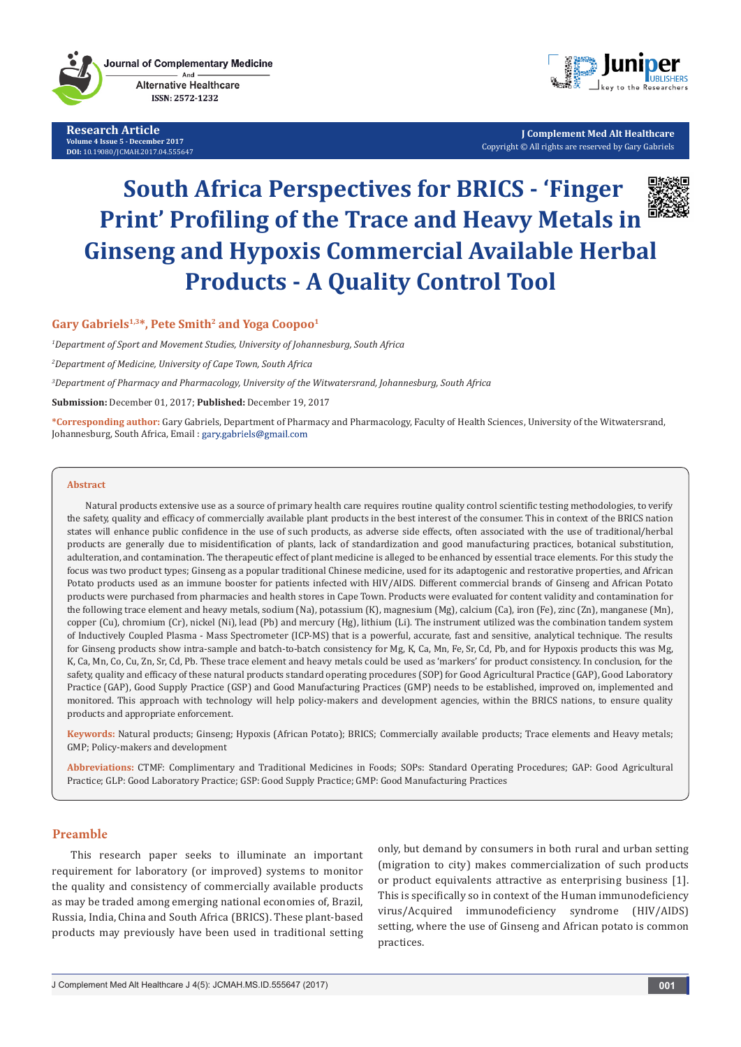Research Article
Volume 4 Issue 5 - December 2017
DOI: 10.19080/JCMAH.2017.04.555647

J Complement Med Alt Healthcare
Copyright © All rights are reserved by Gary Gabriels

# South Africa Perspectives for BRICS - 'Finger Print' Profiling of the Trace and Heavy Metals in Ginseng and Hypoxis Commercial Available Herbal Products - A Quality Control Tool

**Gary Gabriels[1,3]\*, Pete Smith[2] and Yoga Coopoo[1]**

[1]*Department of Sport and Movement Studies, University of Johannesburg, South Africa*

[2]*Department of Medicine, University of Cape Town, South Africa*

[3]*Department of Pharmacy and Pharmacology, University of the Witwatersrand, Johannesburg, South Africa*

**Submission:** December 01, 2017; **Published:** December 19, 2017

**\*Corresponding author:** Gary Gabriels, Department of Pharmacy and Pharmacology, Faculty of Health Sciences, University of the Witwatersrand, Johannesburg, South Africa, Email : gary.gabriels@gmail.com

## Abstract

Natural products extensive use as a source of primary health care requires routine quality control scientific testing methodologies, to verify the safety, quality and efficacy of commercially available plant products in the best interest of the consumer. This in context of the BRICS nation states will enhance public confidence in the use of such products, as adverse side effects, often associated with the use of traditional/herbal products are generally due to misidentification of plants, lack of standardization and good manufacturing practices, botanical substitution, adulteration, and contamination. The therapeutic effect of plant medicine is alleged to be enhanced by essential trace elements. For this study the focus was two product types; Ginseng as a popular traditional Chinese medicine, used for its adaptogenic and restorative properties, and African Potato products used as an immune booster for patients infected with HIV/AIDS. Different commercial brands of Ginseng and African Potato products were purchased from pharmacies and health stores in Cape Town. Products were evaluated for content validity and contamination for the following trace element and heavy metals, sodium (Na), potassium (K), magnesium (Mg), calcium (Ca), iron (Fe), zinc (Zn), manganese (Mn), copper (Cu), chromium (Cr), nickel (Ni), lead (Pb) and mercury (Hg), lithium (Li). The instrument utilized was the combination tandem system of Inductively Coupled Plasma - Mass Spectrometer (ICP-MS) that is a powerful, accurate, fast and sensitive, analytical technique. The results for Ginseng products show intra-sample and batch-to-batch consistency for Mg, K, Ca, Mn, Fe, Sr, Cd, Pb, and for Hypoxis products this was Mg, K, Ca, Mn, Co, Cu, Zn, Sr, Cd, Pb. These trace element and heavy metals could be used as 'markers' for product consistency. In conclusion, for the safety, quality and efficacy of these natural products standard operating procedures (SOP) for Good Agricultural Practice (GAP), Good Laboratory Practice (GLP), Good Supply Practice (GSP) and Good Manufacturing Practices (GMP) needs to be established, improved on, implemented and monitored. This approach with technology will help policy-makers and development agencies, within the BRICS nations, to ensure quality products and appropriate enforcement.

**Keywords:** Natural products; Ginseng; Hypoxis (African Potato); BRICS; Commercially available products; Trace elements and Heavy metals; GMP; Policy-makers and development

**Abbreviations:** CTMF: Complimentary and Traditional Medicines in Foods; SOPs: Standard Operating Procedures; GAP: Good Agricultural Practice; GLP: Good Laboratory Practice; GSP: Good Supply Practice; GMP: Good Manufacturing Practices

## Preamble

This research paper seeks to illuminate an important requirement for laboratory (or improved) systems to monitor the quality and consistency of commercially available products as may be traded among emerging national economies of, Brazil, Russia, India, China and South Africa (BRICS). These plant-based products may previously have been used in traditional setting only, but demand by consumers in both rural and urban setting (migration to city) makes commercialization of such products or product equivalents attractive as enterprising business [1]. This is specifically so in context of the Human immunodeficiency virus/Acquired immunodeficiency syndrome (HIV/AIDS) setting, where the use of Ginseng and African potato is common practices.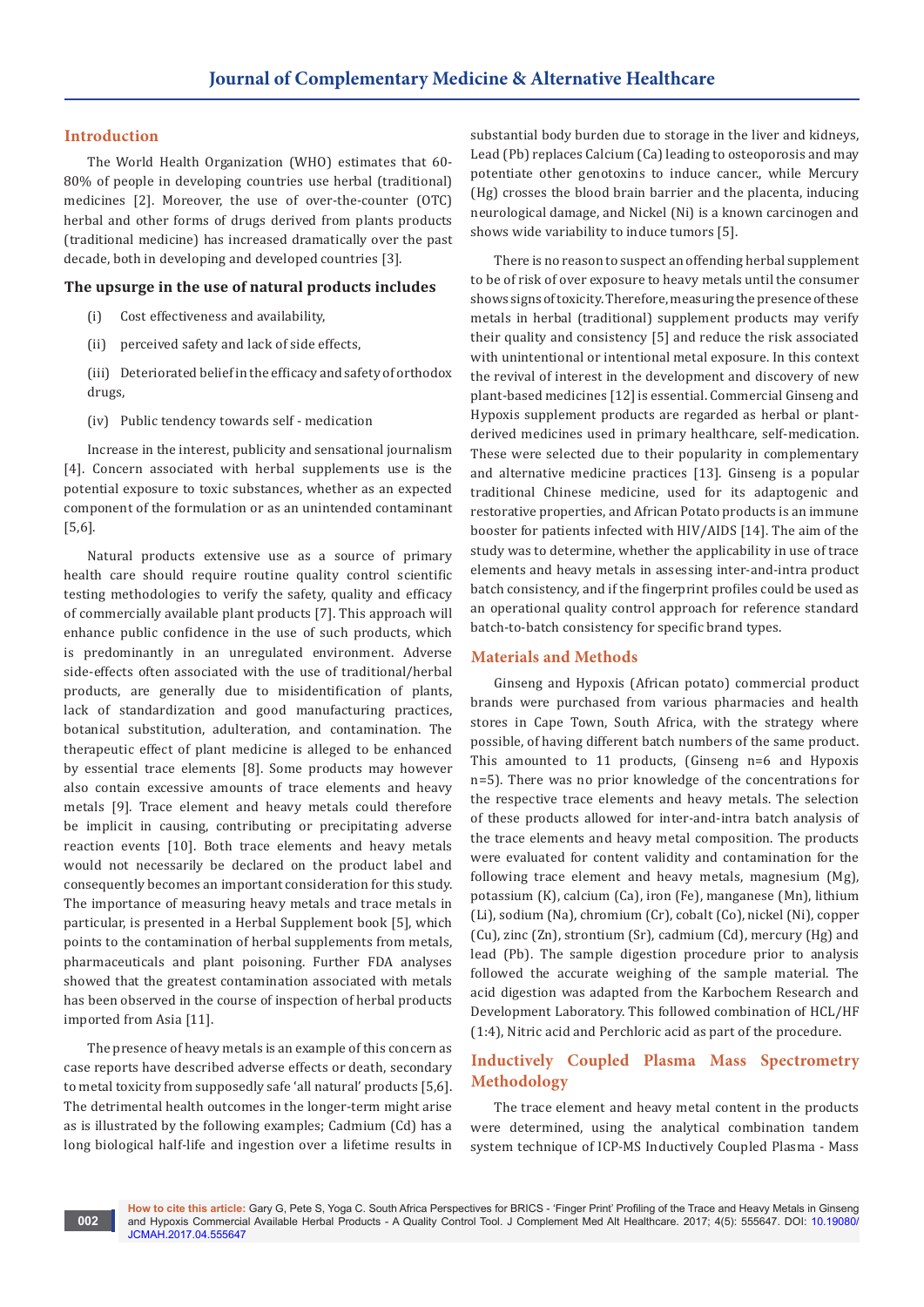## Introduction

The World Health Organization (WHO) estimates that 60-80% of people in developing countries use herbal (traditional) medicines [2]. Moreover, the use of over-the-counter (OTC) herbal and other forms of drugs derived from plants products (traditional medicine) has increased dramatically over the past decade, both in developing and developed countries [3].

### The upsurge in the use of natural products includes

(i) Cost effectiveness and availability,

(ii) perceived safety and lack of side effects,

(iii) Deteriorated belief in the efficacy and safety of orthodox drugs,

(iv) Public tendency towards self - medication

Increase in the interest, publicity and sensational journalism [4]. Concern associated with herbal supplements use is the potential exposure to toxic substances, whether as an expected component of the formulation or as an unintended contaminant [5,6].

Natural products extensive use as a source of primary health care should require routine quality control scientific testing methodologies to verify the safety, quality and efficacy of commercially available plant products [7]. This approach will enhance public confidence in the use of such products, which is predominantly in an unregulated environment. Adverse side-effects often associated with the use of traditional/herbal products, are generally due to misidentification of plants, lack of standardization and good manufacturing practices, botanical substitution, adulteration, and contamination. The therapeutic effect of plant medicine is alleged to be enhanced by essential trace elements [8]. Some products may however also contain excessive amounts of trace elements and heavy metals [9]. Trace element and heavy metals could therefore be implicit in causing, contributing or precipitating adverse reaction events [10]. Both trace elements and heavy metals would not necessarily be declared on the product label and consequently becomes an important consideration for this study. The importance of measuring heavy metals and trace metals in particular, is presented in a Herbal Supplement book [5], which points to the contamination of herbal supplements from metals, pharmaceuticals and plant poisoning. Further FDA analyses showed that the greatest contamination associated with metals has been observed in the course of inspection of herbal products imported from Asia [11].

The presence of heavy metals is an example of this concern as case reports have described adverse effects or death, secondary to metal toxicity from supposedly safe 'all natural' products [5,6]. The detrimental health outcomes in the longer-term might arise as is illustrated by the following examples; Cadmium (Cd) has a long biological half-life and ingestion over a lifetime results in substantial body burden due to storage in the liver and kidneys, Lead (Pb) replaces Calcium (Ca) leading to osteoporosis and may potentiate other genotoxins to induce cancer., while Mercury (Hg) crosses the blood brain barrier and the placenta, inducing neurological damage, and Nickel (Ni) is a known carcinogen and shows wide variability to induce tumors [5].

There is no reason to suspect an offending herbal supplement to be of risk of over exposure to heavy metals until the consumer shows signs of toxicity. Therefore, measuring the presence of these metals in herbal (traditional) supplement products may verify their quality and consistency [5] and reduce the risk associated with unintentional or intentional metal exposure. In this context the revival of interest in the development and discovery of new plant-based medicines [12] is essential. Commercial Ginseng and Hypoxis supplement products are regarded as herbal or plant-derived medicines used in primary healthcare, self-medication. These were selected due to their popularity in complementary and alternative medicine practices [13]. Ginseng is a popular traditional Chinese medicine, used for its adaptogenic and restorative properties, and African Potato products is an immune booster for patients infected with HIV/AIDS [14]. The aim of the study was to determine, whether the applicability in use of trace elements and heavy metals in assessing inter-and-intra product batch consistency, and if the fingerprint profiles could be used as an operational quality control approach for reference standard batch-to-batch consistency for specific brand types.

## Materials and Methods

Ginseng and Hypoxis (African potato) commercial product brands were purchased from various pharmacies and health stores in Cape Town, South Africa, with the strategy where possible, of having different batch numbers of the same product. This amounted to 11 products, (Ginseng n=6 and Hypoxis n=5). There was no prior knowledge of the concentrations for the respective trace elements and heavy metals. The selection of these products allowed for inter-and-intra batch analysis of the trace elements and heavy metal composition. The products were evaluated for content validity and contamination for the following trace element and heavy metals, magnesium (Mg), potassium (K), calcium (Ca), iron (Fe), manganese (Mn), lithium (Li), sodium (Na), chromium (Cr), cobalt (Co), nickel (Ni), copper (Cu), zinc (Zn), strontium (Sr), cadmium (Cd), mercury (Hg) and lead (Pb). The sample digestion procedure prior to analysis followed the accurate weighing of the sample material. The acid digestion was adapted from the Karbochem Research and Development Laboratory. This followed combination of HCL/HF (1:4), Nitric acid and Perchloric acid as part of the procedure.

## Inductively Coupled Plasma Mass Spectrometry Methodology

The trace element and heavy metal content in the products were determined, using the analytical combination tandem system technique of ICP-MS Inductively Coupled Plasma - Mass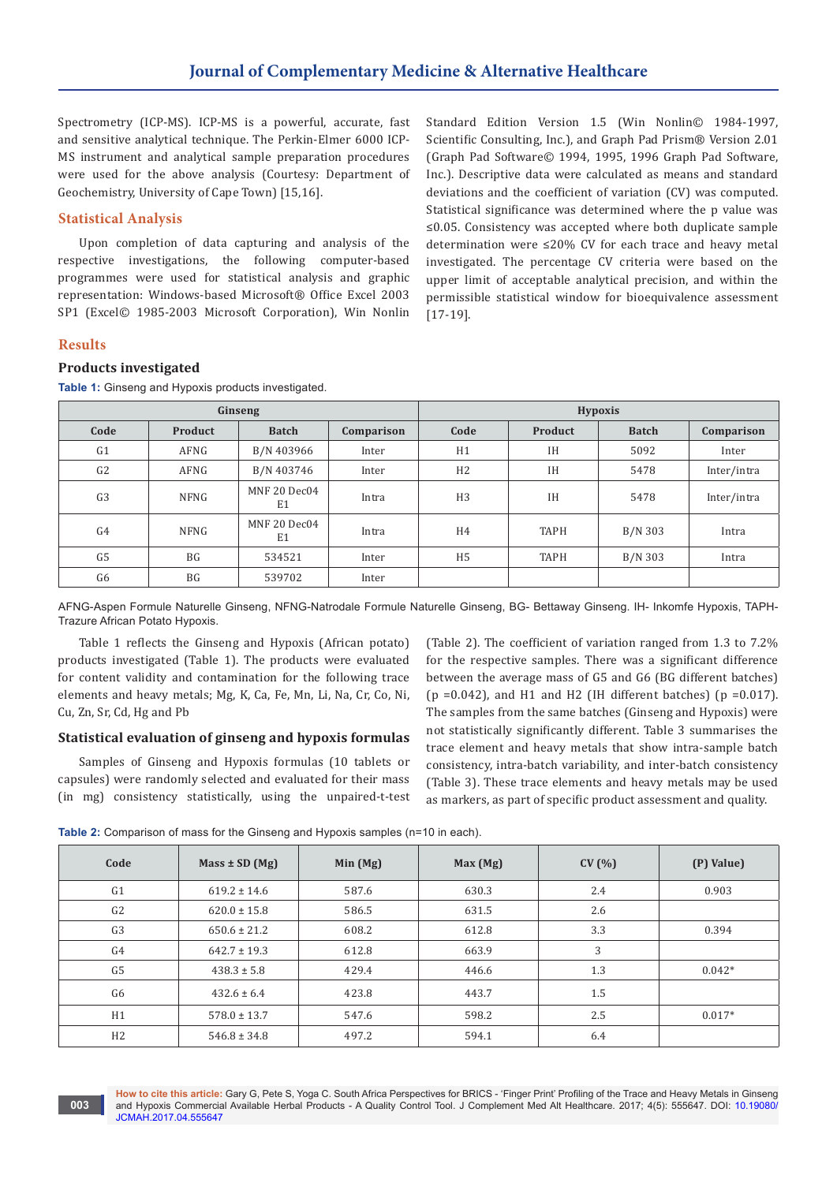Spectrometry (ICP-MS). ICP-MS is a powerful, accurate, fast and sensitive analytical technique. The Perkin-Elmer 6000 ICP-MS instrument and analytical sample preparation procedures were used for the above analysis (Courtesy: Department of Geochemistry, University of Cape Town) [15,16].

## Statistical Analysis

Upon completion of data capturing and analysis of the respective investigations, the following computer-based programmes were used for statistical analysis and graphic representation: Windows-based Microsoft® Office Excel 2003 SP1 (Excel© 1985-2003 Microsoft Corporation), Win Nonlin Standard Edition Version 1.5 (Win Nonlin© 1984-1997, Scientific Consulting, Inc.), and Graph Pad Prism® Version 2.01 (Graph Pad Software© 1994, 1995, 1996 Graph Pad Software, Inc.). Descriptive data were calculated as means and standard deviations and the coefficient of variation (CV) was computed. Statistical significance was determined where the p value was ≤0.05. Consistency was accepted where both duplicate sample determination were ≤20% CV for each trace and heavy metal investigated. The percentage CV criteria were based on the upper limit of acceptable analytical precision, and within the permissible statistical window for bioequivalence assessment [17-19].

## Results

### Products investigated

**Table 1:** Ginseng and Hypoxis products investigated.

| Ginseng | | | | Hypoxis | | | |
|---|---|---|---|---|---|---|---|
| **Code** | **Product** | **Batch** | **Comparison** | **Code** | **Product** | **Batch** | **Comparison** |
| G1 | AFNG | B/N 403966 | Inter | H1 | IH | 5092 | Inter |
| G2 | AFNG | B/N 403746 | Inter | H2 | IH | 5478 | Inter/intra |
| G3 | NFNG | MNF 20 Dec04 E1 | Intra | H3 | IH | 5478 | Inter/intra |
| G4 | NFNG | MNF 20 Dec04 E1 | Intra | H4 | TAPH | B/N 303 | Intra |
| G5 | BG | 534521 | Inter | H5 | TAPH | B/N 303 | Intra |
| G6 | BG | 539702 | Inter | | | | |

AFNG-Aspen Formule Naturelle Ginseng, NFNG-Natrodale Formule Naturelle Ginseng, BG- Bettaway Ginseng. IH- Inkomfe Hypoxis, TAPH-Trazure African Potato Hypoxis.

Table 1 reflects the Ginseng and Hypoxis (African potato) products investigated (Table 1). The products were evaluated for content validity and contamination for the following trace elements and heavy metals; Mg, K, Ca, Fe, Mn, Li, Na, Cr, Co, Ni, Cu, Zn, Sr, Cd, Hg and Pb

### Statistical evaluation of ginseng and hypoxis formulas

Samples of Ginseng and Hypoxis formulas (10 tablets or capsules) were randomly selected and evaluated for their mass (in mg) consistency statistically, using the unpaired-t-test (Table 2). The coefficient of variation ranged from 1.3 to 7.2% for the respective samples. There was a significant difference between the average mass of G5 and G6 (BG different batches) (p =0.042), and H1 and H2 (IH different batches) (p =0.017). The samples from the same batches (Ginseng and Hypoxis) were not statistically significantly different. Table 3 summarises the trace element and heavy metals that show intra-sample batch consistency, intra-batch variability, and inter-batch consistency (Table 3). These trace elements and heavy metals may be used as markers, as part of specific product assessment and quality.

**Table 2:** Comparison of mass for the Ginseng and Hypoxis samples (n=10 in each).

| Code | Mass ± SD (Mg) | Min (Mg) | Max (Mg) | CV (%) | (P) Value) |
|---|---|---|---|---|---|
| G1 | 619.2 ± 14.6 | 587.6 | 630.3 | 2.4 | 0.903 |
| G2 | 620.0 ± 15.8 | 586.5 | 631.5 | 2.6 | |
| G3 | 650.6 ± 21.2 | 608.2 | 612.8 | 3.3 | 0.394 |
| G4 | 642.7 ± 19.3 | 612.8 | 663.9 | 3 | |
| G5 | 438.3 ± 5.8 | 429.4 | 446.6 | 1.3 | 0.042* |
| G6 | 432.6 ± 6.4 | 423.8 | 443.7 | 1.5 | |
| H1 | 578.0 ± 13.7 | 547.6 | 598.2 | 2.5 | 0.017* |
| H2 | 546.8 ± 34.8 | 497.2 | 594.1 | 6.4 | |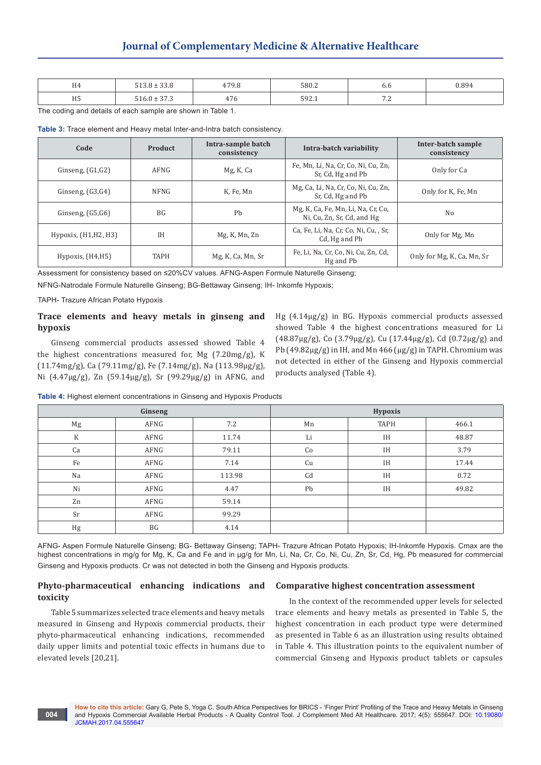| H4 | 513.8 ± 33.8 | 479.8 | 580.2 | 6.6 | 0.894 |
|---|---|---|---|---|---|
| H5 | 516.0 ± 37.3 | 476 | 592.1 | 7.2 | |

The coding and details of each sample are shown in Table 1.

**Table 3:** Trace element and Heavy metal Inter-and-Intra batch consistency.

| Code | Product | Intra-sample batch consistency | Intra-batch variability | Inter-batch sample consistency |
|---|---|---|---|---|
| Ginseng, (G1,G2) | AFNG | Mg, K, Ca | Fe, Mn, Li, Na, Cr, Co, Ni, Cu, Zn, Sr, Cd, Hg and Pb | Only for Ca |
| Ginseng, (G3,G4) | NFNG | K, Fe, Mn | Mg, Ca, Li, Na, Cr, Co, Ni, Cu, Zn, Sr, Cd, Hg and Pb | Only for K, Fe, Mn |
| Ginseng, (G5,G6) | BG | Pb | Mg, K, Ca, Fe, Mn, Li, Na, Cr, Co, Ni, Cu, Zn, Sr, Cd, and Hg | No |
| Hypoxis, (H1,H2, H3) | IH | Mg, K, Mn, Zn | Ca, Fe, Li, Na, Cr, Co, Ni, Cu, , Sr, Cd, Hg and Pb | Only for Mg, Mn |
| Hypoxis, (H4,H5) | TAPH | Mg, K, Ca, Mn, Sr | Fe, Li, Na, Cr, Co, Ni, Cu, Zn, Cd, Hg and Pb | Only for Mg, K, Ca, Mn, Sr |

Assessment for consistency based on ≤20%CV values. AFNG-Aspen Formule Naturelle Ginseng;

NFNG-Natrodale Formule Naturelle Ginseng; BG-Bettaway Ginseng; IH- Inkomfe Hypoxis;

TAPH- Trazure African Potato Hypoxis

## Trace elements and heavy metals in ginseng and hypoxis

Ginseng commercial products assessed showed Table 4 the highest concentrations measured for, Mg (7.20mg/g), K (11.74mg/g), Ca (79.11mg/g), Fe (7.14mg/g), Na (113.98µg/g), Ni (4.47µg/g), Zn (59.14µg/g), Sr (99.29µg/g) in AFNG, and Hg (4.14µg/g) in BG. Hypoxis commercial products assessed showed Table 4 the highest concentrations measured for Li (48.87µg/g), Co (3.79µg/g), Cu (17.44µg/g), Cd (0.72µg/g) and Pb (49.82µg/g) in IH, and Mn 466 (µg/g) in TAPH. Chromium was not detected in either of the Ginseng and Hypoxis commercial products analysed (Table 4).

**Table 4:** Highest element concentrations in Ginseng and Hypoxis Products

| Ginseng | | | Hypoxis | | |
|---|---|---|---|---|---|
| Mg | AFNG | 7.2 | Mn | TAPH | 466.1 |
| K | AFNG | 11.74 | Li | IH | 48.87 |
| Ca | AFNG | 79.11 | Co | IH | 3.79 |
| Fe | AFNG | 7.14 | Cu | IH | 17.44 |
| Na | AFNG | 113.98 | Cd | IH | 0.72 |
| Ni | AFNG | 4.47 | Pb | IH | 49.82 |
| Zn | AFNG | 59.14 | | | |
| Sr | AFNG | 99.29 | | | |
| Hg | BG | 4.14 | | | |

AFNG- Aspen Formule Naturelle Ginseng; BG- Bettaway Ginseng; TAPH- Trazure African Potato Hypoxis; IH-Inkomfe Hypoxis. Cmax are the highest concentrations in mg/g for Mg, K, Ca and Fe and in µg/g for Mn, Li, Na, Cr, Co, Ni, Cu, Zn, Sr, Cd, Hg, Pb measured for commercial Ginseng and Hypoxis products. Cr was not detected in both the Ginseng and Hypoxis products.

## Phyto-pharmaceutical enhancing indications and toxicity

Table 5 summarizes selected trace elements and heavy metals measured in Ginseng and Hypoxis commercial products, their phyto-pharmaceutical enhancing indications, recommended daily upper limits and potential toxic effects in humans due to elevated levels [20,21].

## Comparative highest concentration assessment

In the context of the recommended upper levels for selected trace elements and heavy metals as presented in Table 5, the highest concentration in each product type were determined as presented in Table 6 as an illustration using results obtained in Table 4. This illustration points to the equivalent number of commercial Ginseng and Hypoxis product tablets or capsules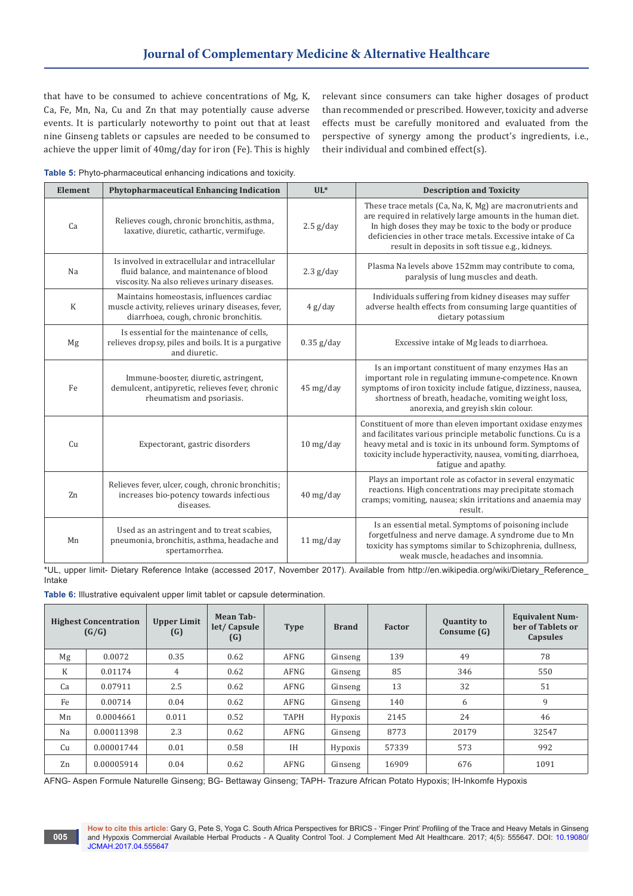that have to be consumed to achieve concentrations of Mg, K, Ca, Fe, Mn, Na, Cu and Zn that may potentially cause adverse events. It is particularly noteworthy to point out that at least nine Ginseng tablets or capsules are needed to be consumed to achieve the upper limit of 40mg/day for iron (Fe). This is highly relevant since consumers can take higher dosages of product than recommended or prescribed. However, toxicity and adverse effects must be carefully monitored and evaluated from the perspective of synergy among the product's ingredients, i.e., their individual and combined effect(s).

**Table 5:** Phyto-pharmaceutical enhancing indications and toxicity.

| Element | Phytopharmaceutical Enhancing Indication | UL* | Description and Toxicity |
|---|---|---|---|
| Ca | Relieves cough, chronic bronchitis, asthma, laxative, diuretic, cathartic, vermifuge. | 2.5 g/day | These trace metals (Ca, Na, K, Mg) are macronutrients and are required in relatively large amounts in the human diet. In high doses they may be toxic to the body or produce deficiencies in other trace metals. Excessive intake of Ca result in deposits in soft tissue e.g., kidneys. |
| Na | Is involved in extracellular and intracellular fluid balance, and maintenance of blood viscosity. Na also relieves urinary diseases. | 2.3 g/day | Plasma Na levels above 152mm may contribute to coma, paralysis of lung muscles and death. |
| K | Maintains homeostasis, influences cardiac muscle activity, relieves urinary diseases, fever, diarrhoea, cough, chronic bronchitis. | 4 g/day | Individuals suffering from kidney diseases may suffer adverse health effects from consuming large quantities of dietary potassium |
| Mg | Is essential for the maintenance of cells, relieves dropsy, piles and boils. It is a purgative and diuretic. | 0.35 g/day | Excessive intake of Mg leads to diarrhoea. |
| Fe | Immune-booster, diuretic, astringent, demulcent, antipyretic, relieves fever, chronic rheumatism and psoriasis. | 45 mg/day | Is an important constituent of many enzymes Has an important role in regulating immune-competence. Known symptoms of iron toxicity include fatigue, dizziness, nausea, shortness of breath, headache, vomiting weight loss, anorexia, and greyish skin colour. |
| Cu | Expectorant, gastric disorders | 10 mg/day | Constituent of more than eleven important oxidase enzymes and facilitates various principle metabolic functions. Cu is a heavy metal and is toxic in its unbound form. Symptoms of toxicity include hyperactivity, nausea, vomiting, diarrhoea, fatigue and apathy. |
| Zn | Relieves fever, ulcer, cough, chronic bronchitis; increases bio-potency towards infectious diseases. | 40 mg/day | Plays an important role as cofactor in several enzymatic reactions. High concentrations may precipitate stomach cramps; vomiting, nausea; skin irritations and anaemia may result. |
| Mn | Used as an astringent and to treat scabies, pneumonia, bronchitis, asthma, headache and spertamorrhea. | 11 mg/day | Is an essential metal. Symptoms of poisoning include forgetfulness and nerve damage. A syndrome due to Mn toxicity has symptoms similar to Schizophrenia, dullness, weak muscle, headaches and insomnia. |

*UL, upper limit- Dietary Reference Intake (accessed 2017, November 2017). Available from http://en.wikipedia.org/wiki/Dietary_Reference_Intake

**Table 6:** Illustrative equivalent upper limit tablet or capsule determination.

| Highest Concentration (G/G) | | Upper Limit (G) | Mean Tablet/ Capsule (G) | Type | Brand | Factor | Quantity to Consume (G) | Equivalent Number of Tablets or Capsules |
|---|---|---|---|---|---|---|---|---|
| Mg | 0.0072 | 0.35 | 0.62 | AFNG | Ginseng | 139 | 49 | 78 |
| K | 0.01174 | 4 | 0.62 | AFNG | Ginseng | 85 | 346 | 550 |
| Ca | 0.07911 | 2.5 | 0.62 | AFNG | Ginseng | 13 | 32 | 51 |
| Fe | 0.00714 | 0.04 | 0.62 | AFNG | Ginseng | 140 | 6 | 9 |
| Mn | 0.0004661 | 0.011 | 0.52 | TAPH | Hypoxis | 2145 | 24 | 46 |
| Na | 0.00011398 | 2.3 | 0.62 | AFNG | Ginseng | 8773 | 20179 | 32547 |
| Cu | 0.00001744 | 0.01 | 0.58 | IH | Hypoxis | 57339 | 573 | 992 |
| Zn | 0.00005914 | 0.04 | 0.62 | AFNG | Ginseng | 16909 | 676 | 1091 |

AFNG- Aspen Formule Naturelle Ginseng; BG- Bettaway Ginseng; TAPH- Trazure African Potato Hypoxis; IH-Inkomfe Hypoxis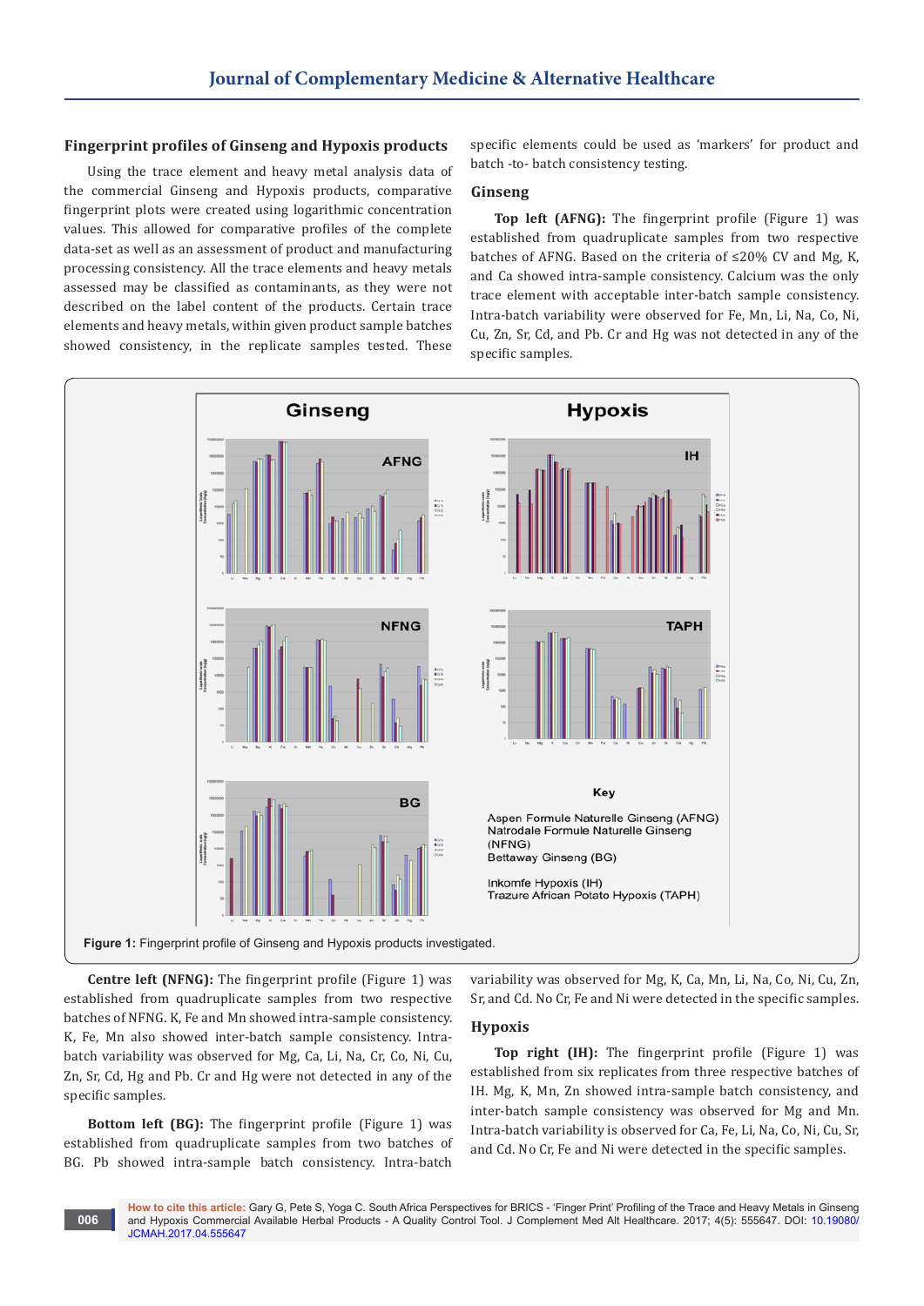### Fingerprint profiles of Ginseng and Hypoxis products

Using the trace element and heavy metal analysis data of the commercial Ginseng and Hypoxis products, comparative fingerprint plots were created using logarithmic concentration values. This allowed for comparative profiles of the complete data-set as well as an assessment of product and manufacturing processing consistency. All the trace elements and heavy metals assessed may be classified as contaminants, as they were not described on the label content of the products. Certain trace elements and heavy metals, within given product sample batches showed consistency, in the replicate samples tested. These specific elements could be used as 'markers' for product and batch -to- batch consistency testing.

### Ginseng

**Top left (AFNG):** The fingerprint profile (Figure 1) was established from quadruplicate samples from two respective batches of AFNG. Based on the criteria of ≤20% CV and Mg, K, and Ca showed intra-sample consistency. Calcium was the only trace element with acceptable inter-batch sample consistency. Intra-batch variability were observed for Fe, Mn, Li, Na, Co, Ni, Cu, Zn, Sr, Cd, and Pb. Cr and Hg was not detected in any of the specific samples.

Figure 1: Fingerprint profile of Ginseng and Hypoxis products investigated.

**Centre left (NFNG):** The fingerprint profile (Figure 1) was established from quadruplicate samples from two respective batches of NFNG. K, Fe and Mn showed intra-sample consistency. K, Fe, Mn also showed inter-batch sample consistency. Intra-batch variability was observed for Mg, Ca, Li, Na, Cr, Co, Ni, Cu, Zn, Sr, Cd, Hg and Pb. Cr and Hg were not detected in any of the specific samples.

**Bottom left (BG):** The fingerprint profile (Figure 1) was established from quadruplicate samples from two batches of BG. Pb showed intra-sample batch consistency. Intra-batch variability was observed for Mg, K, Ca, Mn, Li, Na, Co, Ni, Cu, Zn, Sr, and Cd. No Cr, Fe and Ni were detected in the specific samples.

### Hypoxis

**Top right (IH):** The fingerprint profile (Figure 1) was established from six replicates from three respective batches of IH. Mg, K, Mn, Zn showed intra-sample batch consistency, and inter-batch sample consistency was observed for Mg and Mn. Intra-batch variability is observed for Ca, Fe, Li, Na, Co, Ni, Cu, Sr, and Cd. No Cr, Fe and Ni were detected in the specific samples.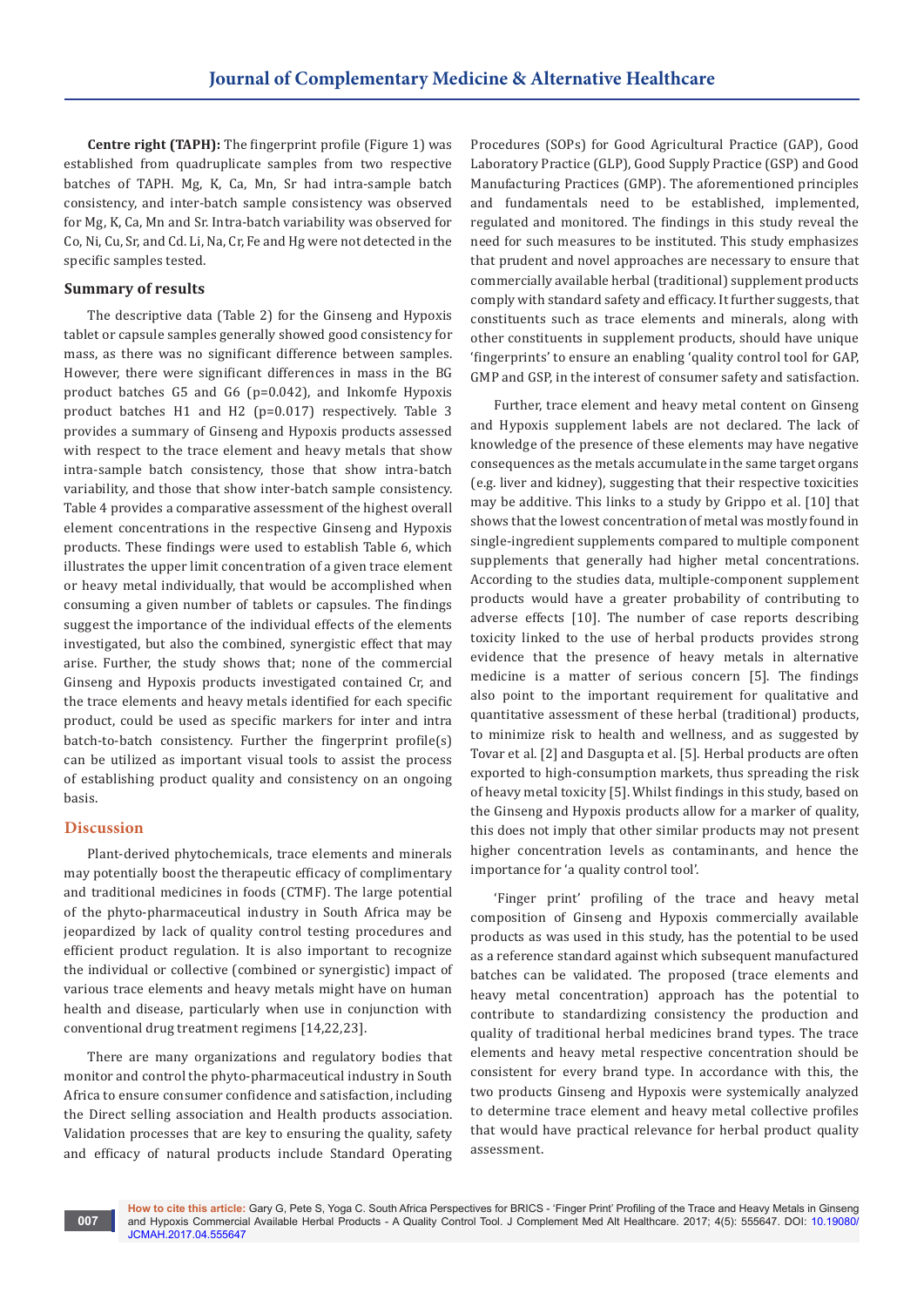**Centre right (TAPH):** The fingerprint profile (Figure 1) was established from quadruplicate samples from two respective batches of TAPH. Mg, K, Ca, Mn, Sr had intra-sample batch consistency, and inter-batch sample consistency was observed for Mg, K, Ca, Mn and Sr. Intra-batch variability was observed for Co, Ni, Cu, Sr, and Cd. Li, Na, Cr, Fe and Hg were not detected in the specific samples tested.

### Summary of results

The descriptive data (Table 2) for the Ginseng and Hypoxis tablet or capsule samples generally showed good consistency for mass, as there was no significant difference between samples. However, there were significant differences in mass in the BG product batches G5 and G6 (p=0.042), and Inkomfe Hypoxis product batches H1 and H2 (p=0.017) respectively. Table 3 provides a summary of Ginseng and Hypoxis products assessed with respect to the trace element and heavy metals that show intra-sample batch consistency, those that show intra-batch variability, and those that show inter-batch sample consistency. Table 4 provides a comparative assessment of the highest overall element concentrations in the respective Ginseng and Hypoxis products. These findings were used to establish Table 6, which illustrates the upper limit concentration of a given trace element or heavy metal individually, that would be accomplished when consuming a given number of tablets or capsules. The findings suggest the importance of the individual effects of the elements investigated, but also the combined, synergistic effect that may arise. Further, the study shows that; none of the commercial Ginseng and Hypoxis products investigated contained Cr, and the trace elements and heavy metals identified for each specific product, could be used as specific markers for inter and intra batch-to-batch consistency. Further the fingerprint profile(s) can be utilized as important visual tools to assist the process of establishing product quality and consistency on an ongoing basis.

## Discussion

Plant-derived phytochemicals, trace elements and minerals may potentially boost the therapeutic efficacy of complimentary and traditional medicines in foods (CTMF). The large potential of the phyto-pharmaceutical industry in South Africa may be jeopardized by lack of quality control testing procedures and efficient product regulation. It is also important to recognize the individual or collective (combined or synergistic) impact of various trace elements and heavy metals might have on human health and disease, particularly when use in conjunction with conventional drug treatment regimens [14,22,23].

There are many organizations and regulatory bodies that monitor and control the phyto-pharmaceutical industry in South Africa to ensure consumer confidence and satisfaction, including the Direct selling association and Health products association. Validation processes that are key to ensuring the quality, safety and efficacy of natural products include Standard Operating Procedures (SOPs) for Good Agricultural Practice (GAP), Good Laboratory Practice (GLP), Good Supply Practice (GSP) and Good Manufacturing Practices (GMP). The aforementioned principles and fundamentals need to be established, implemented, regulated and monitored. The findings in this study reveal the need for such measures to be instituted. This study emphasizes that prudent and novel approaches are necessary to ensure that commercially available herbal (traditional) supplement products comply with standard safety and efficacy. It further suggests, that constituents such as trace elements and minerals, along with other constituents in supplement products, should have unique 'fingerprints' to ensure an enabling 'quality control tool for GAP, GMP and GSP, in the interest of consumer safety and satisfaction.

Further, trace element and heavy metal content on Ginseng and Hypoxis supplement labels are not declared. The lack of knowledge of the presence of these elements may have negative consequences as the metals accumulate in the same target organs (e.g. liver and kidney), suggesting that their respective toxicities may be additive. This links to a study by Grippo et al. [10] that shows that the lowest concentration of metal was mostly found in single-ingredient supplements compared to multiple component supplements that generally had higher metal concentrations. According to the studies data, multiple-component supplement products would have a greater probability of contributing to adverse effects [10]. The number of case reports describing toxicity linked to the use of herbal products provides strong evidence that the presence of heavy metals in alternative medicine is a matter of serious concern [5]. The findings also point to the important requirement for qualitative and quantitative assessment of these herbal (traditional) products, to minimize risk to health and wellness, and as suggested by Tovar et al. [2] and Dasgupta et al. [5]. Herbal products are often exported to high-consumption markets, thus spreading the risk of heavy metal toxicity [5]. Whilst findings in this study, based on the Ginseng and Hypoxis products allow for a marker of quality, this does not imply that other similar products may not present higher concentration levels as contaminants, and hence the importance for 'a quality control tool'.

'Finger print' profiling of the trace and heavy metal composition of Ginseng and Hypoxis commercially available products as was used in this study, has the potential to be used as a reference standard against which subsequent manufactured batches can be validated. The proposed (trace elements and heavy metal concentration) approach has the potential to contribute to standardizing consistency the production and quality of traditional herbal medicines brand types. The trace elements and heavy metal respective concentration should be consistent for every brand type. In accordance with this, the two products Ginseng and Hypoxis were systemically analyzed to determine trace element and heavy metal collective profiles that would have practical relevance for herbal product quality assessment.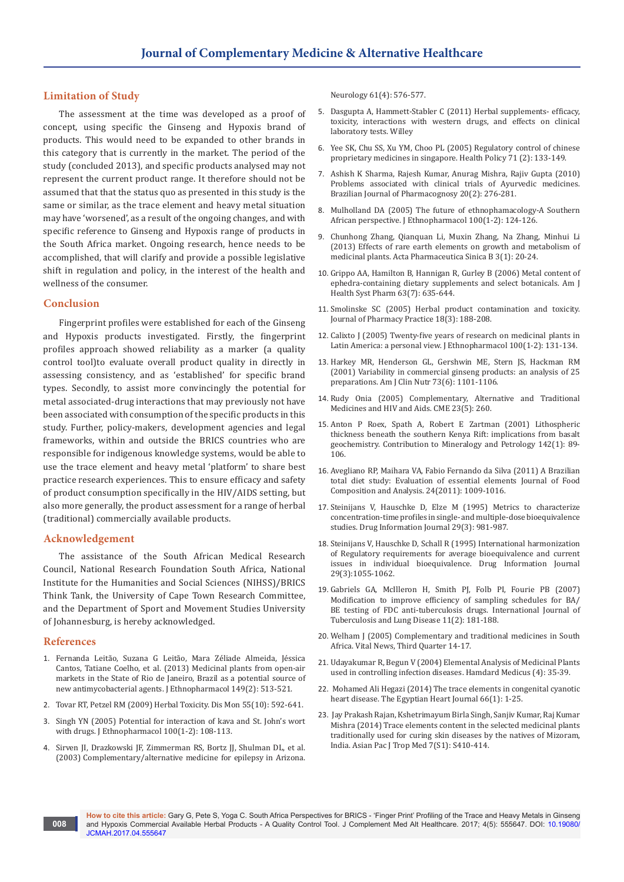## Limitation of Study

The assessment at the time was developed as a proof of concept, using specific the Ginseng and Hypoxis brand of products. This would need to be expanded to other brands in this category that is currently in the market. The period of the study (concluded 2013), and specific products analysed may not represent the current product range. It therefore should not be assumed that that the status quo as presented in this study is the same or similar, as the trace element and heavy metal situation may have 'worsened', as a result of the ongoing changes, and with specific reference to Ginseng and Hypoxis range of products in the South Africa market. Ongoing research, hence needs to be accomplished, that will clarify and provide a possible legislative shift in regulation and policy, in the interest of the health and wellness of the consumer.

## Conclusion

Fingerprint profiles were established for each of the Ginseng and Hypoxis products investigated. Firstly, the fingerprint profiles approach showed reliability as a marker (a quality control tool)to evaluate overall product quality in directly in assessing consistency, and as 'established' for specific brand types. Secondly, to assist more convincingly the potential for metal associated-drug interactions that may previously not have been associated with consumption of the specific products in this study. Further, policy-makers, development agencies and legal frameworks, within and outside the BRICS countries who are responsible for indigenous knowledge systems, would be able to use the trace element and heavy metal 'platform' to share best practice research experiences. This to ensure efficacy and safety of product consumption specifically in the HIV/AIDS setting, but also more generally, the product assessment for a range of herbal (traditional) commercially available products.

## Acknowledgement

The assistance of the South African Medical Research Council, National Research Foundation South Africa, National Institute for the Humanities and Social Sciences (NIHSS)/BRICS Think Tank, the University of Cape Town Research Committee, and the Department of Sport and Movement Studies University of Johannesburg, is hereby acknowledged.

## References

1. Fernanda Leitão, Suzana G Leitão, Mara Zéliade Almeida, Jéssica Cantos, Tatiane Coelho, et al. (2013) Medicinal plants from open-air markets in the State of Rio de Janeiro, Brazil as a potential source of new antimycobacterial agents. J Ethnopharmacol 149(2): 513-521.
2. Tovar RT, Petzel RM (2009) Herbal Toxicity. Dis Mon 55(10): 592-641.
3. Singh YN (2005) Potential for interaction of kava and St. John's wort with drugs. J Ethnopharmacol 100(1-2): 108-113.
4. Sirven JI, Drazkowski JF, Zimmerman RS, Bortz JJ, Shulman DL, et al. (2003) Complementary/alternative medicine for epilepsy in Arizona. Neurology 61(4): 576-577.
5. Dasgupta A, Hammett-Stabler C (2011) Herbal supplements- efficacy, toxicity, interactions with western drugs, and effects on clinical laboratory tests. Willey
6. Yee SK, Chu SS, Xu YM, Choo PL (2005) Regulatory control of chinese proprietary medicines in singapore. Health Policy 71 (2): 133-149.
7. Ashish K Sharma, Rajesh Kumar, Anurag Mishra, Rajiv Gupta (2010) Problems associated with clinical trials of Ayurvedic medicines. Brazilian Journal of Pharmacognosy 20(2): 276-281.
8. Mulholland DA (2005) The future of ethnophamacology-A Southern African perspective. J Ethnopharmacol 100(1-2): 124-126.
9. Chunhong Zhang, Qianquan Li, Muxin Zhang, Na Zhang, Minhui Li (2013) Effects of rare earth elements on growth and metabolism of medicinal plants. Acta Pharmaceutica Sinica B 3(1): 20-24.
10. Grippo AA, Hamilton B, Hannigan R, Gurley B (2006) Metal content of ephedra-containing dietary supplements and select botanicals. Am J Health Syst Pharm 63(7): 635-644.
11. Smolinske SC (2005) Herbal product contamination and toxicity. Journal of Pharmacy Practice 18(3): 188-208.
12. Calixto J (2005) Twenty-five years of research on medicinal plants in Latin America: a personal view. J Ethnopharmacol 100(1-2): 131-134.
13. Harkey MR, Henderson GL, Gershwin ME, Stern JS, Hackman RM (2001) Variability in commercial ginseng products: an analysis of 25 preparations. Am J Clin Nutr 73(6): 1101-1106.
14. Rudy Onia (2005) Complementary, Alternative and Traditional Medicines and HIV and Aids. CME 23(5): 260.
15. Anton P Roex, Spath A, Robert E Zartman (2001) Lithospheric thickness beneath the southern Kenya Rift: implications from basalt geochemistry. Contribution to Mineralogy and Petrology 142(1): 89-106.
16. Avegliano RP, Maihara VA, Fabio Fernando da Silva (2011) A Brazilian total diet study: Evaluation of essential elements Journal of Food Composition and Analysis. 24(2011): 1009-1016.
17. Steinijans V, Hauschke D, Elze M (1995) Metrics to characterize concentration-time profiles in single-and multiple-dose bioequivalence studies. Drug Information Journal 29(3): 981-987.
18. Steinijans V, Hauschke D, Schall R (1995) International harmonization of Regulatory requirements for average bioequivalence and current issues in individual bioequivalence. Drug Information Journal 29(3):1055-1062.
19. Gabriels GA, McIlleron H, Smith PJ, Folb PI, Fourie PB (2007) Modification to improve efficiency of sampling schedules for BA/BE testing of FDC anti-tuberculosis drugs. International Journal of Tuberculosis and Lung Disease 11(2): 181-188.
20. Welham J (2005) Complementary and traditional medicines in South Africa. Vital News, Third Quarter 14-17.
21. Udayakumar R, Begun V (2004) Elemental Analysis of Medicinal Plants used in controlling infection diseases. Hamdard Medicus (4): 35-39.
22. Mohamed Ali Hegazi (2014) The trace elements in congenital cyanotic heart disease. The Egyptian Heart Journal 66(1): 1-25.
23. Jay Prakash Rajan, Kshetrimayum Birla Singh, Sanjiv Kumar, Raj Kumar Mishra (2014) Trace elements content in the selected medicinal plants traditionally used for curing skin diseases by the natives of Mizoram, India. Asian Pac J Trop Med 7(S1): S410-414.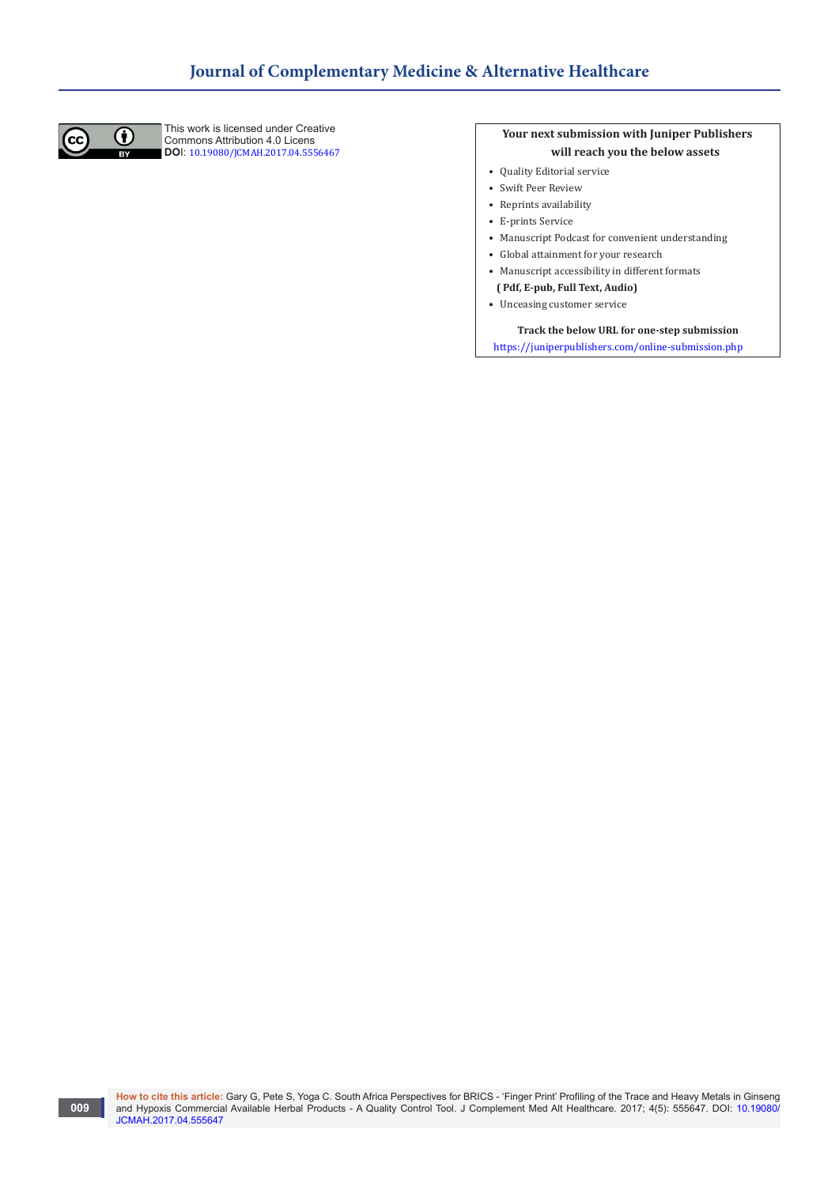This work is licensed under Creative Commons Attribution 4.0 Licens
**DOI**: 10.19080/JCMAH.2017.04.5556467

**Your next submission with Juniper Publishers will reach you the below assets**

- Quality Editorial service
- Swift Peer Review
- Reprints availability
- E-prints Service
- Manuscript Podcast for convenient understanding
- Global attainment for your research
- Manuscript accessibility in different formats
  **( Pdf, E-pub, Full Text, Audio)**
- Unceasing customer service

**Track the below URL for one-step submission**
https://juniperpublishers.com/online-submission.php

**How to cite this article:** Gary G, Pete S, Yoga C. South Africa Perspectives for BRICS - 'Finger Print' Profiling of the Trace and Heavy Metals in Ginseng and Hypoxis Commercial Available Herbal Products - A Quality Control Tool. J Complement Med Alt Healthcare. 2017; 4(5): 555647. DOI: 10.19080/JCMAH.2017.04.555647